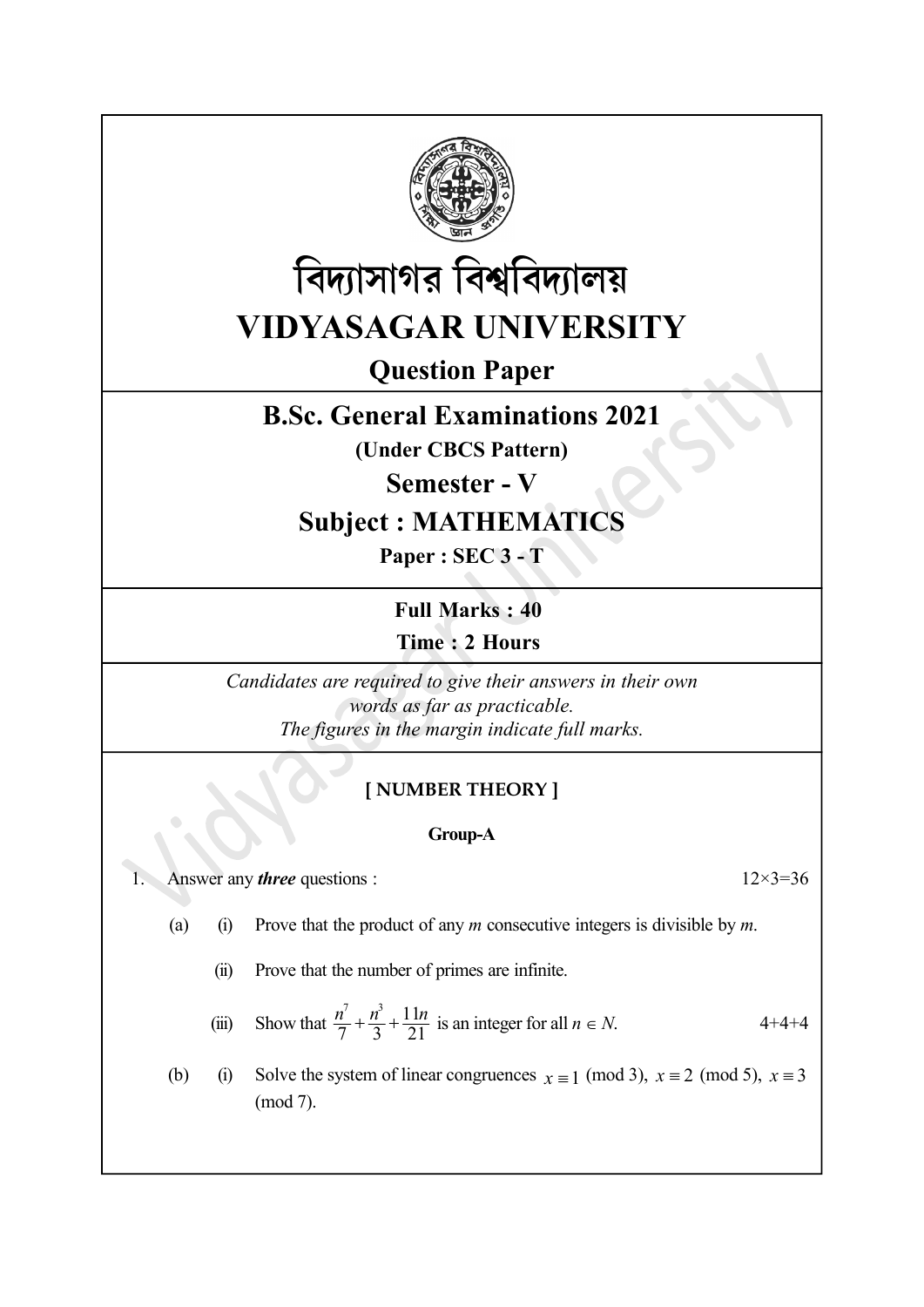# বিদ্যাসাগর বিশ্ববিদ্যালয়

# VIDYASAGAR UNIVERSITY

## Question Paper

## B.Sc. General Examinations 2021

**(Under CBCS Pattern)**

## Semester - V

## Subject : MATHEMATICS

**Paper : SEC 3 - T**

**Full Marks : 40**

**Time : 2 Hours**

*Candidates are required to give their answers in their own words as far as practicable.*
*The figures in the margin indicate full marks.*

**[ NUMBER THEORY ]**

**Group-A**

1. Answer any ***three*** questions : 12×3=36

   (a) (i) Prove that the product of any $m$ consecutive integers is divisible by $m$.

   (ii) Prove that the number of primes are infinite.

   (iii) Show that $\frac{n^7}{7}+\frac{n^3}{3}+\frac{11n}{21}$ is an integer for all $n \in N$. 4+4+4

   (b) (i) Solve the system of linear congruences $x \equiv 1 \pmod 3$, $x \equiv 2 \pmod 5$, $x \equiv 3 \pmod 7$.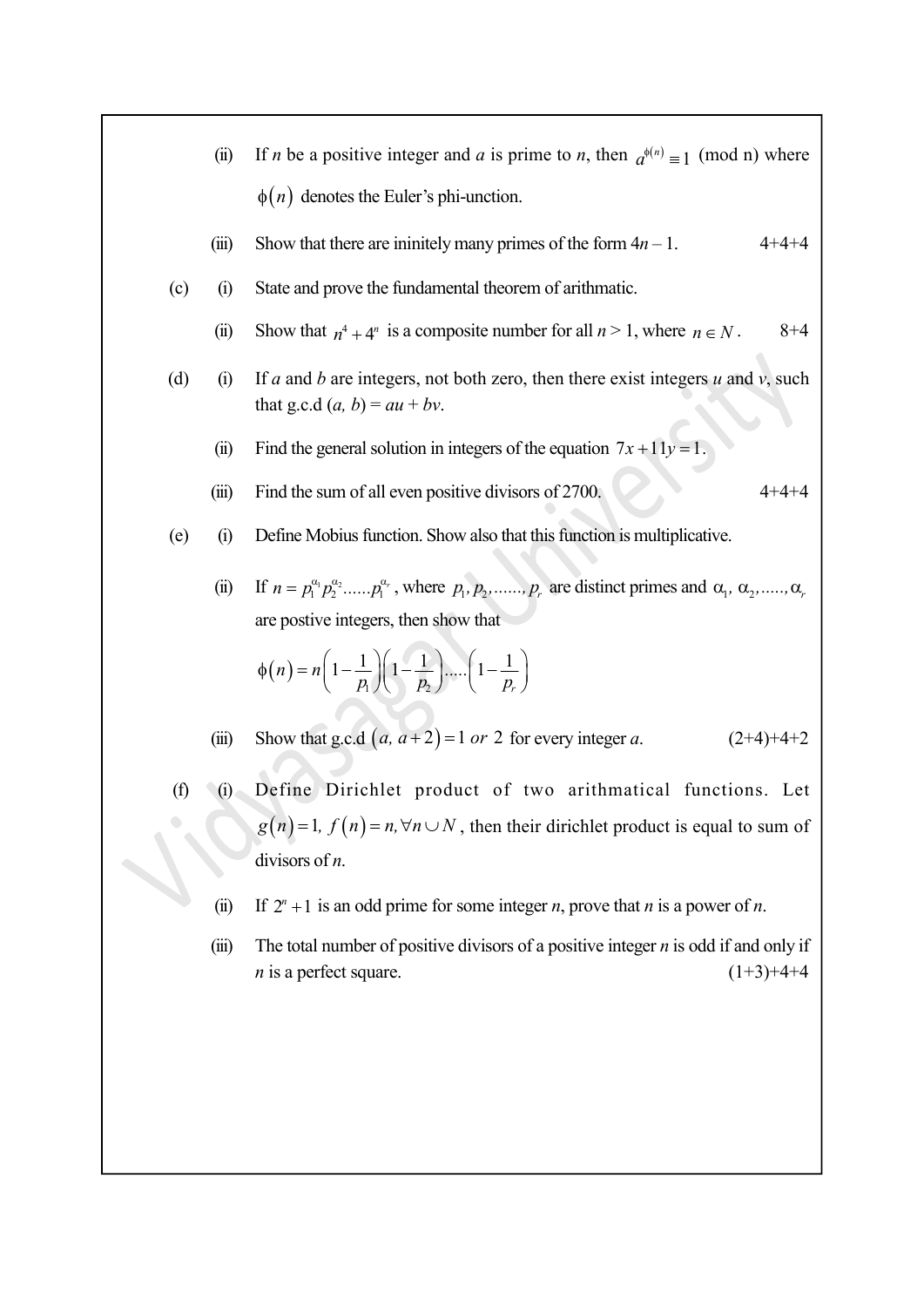(ii) If *n* be a positive integer and *a* is prime to *n*, then $a^{\phi(n)} \equiv 1$ (mod n) where $\phi(n)$ denotes the Euler's phi-unction.

(iii) Show that there are ininitely many primes of the form $4n - 1$. 4+4+4

(c) (i) State and prove the fundamental theorem of arithmatic.

(ii) Show that $n^4 + 4^n$ is a composite number for all $n > 1$, where $n \in N$. 8+4

(d) (i) If *a* and *b* are integers, not both zero, then there exist integers *u* and *v*, such that g.c.d $(a, b) = au + bv$.

(ii) Find the general solution in integers of the equation $7x + 11y = 1$.

(iii) Find the sum of all even positive divisors of 2700. 4+4+4

(e) (i) Define Mobius function. Show also that this function is multiplicative.

(ii) If $n = p_1^{\alpha_1} p_2^{\alpha_2} ...... p_1^{\alpha_r}$, where $p_1, p_2, ......, p_r$ are distinct primes and $\alpha_1, \alpha_2, ....., \alpha_r$ are postive integers, then show that

$$\phi(n) = n\left(1 - \frac{1}{p_1}\right)\left(1 - \frac{1}{p_2}\right).....\left(1 - \frac{1}{p_r}\right)$$

(iii) Show that g.c.d $(a, a+2) = 1$ *or* 2 for every integer *a*. (2+4)+4+2

(f) (i) Define Dirichlet product of two arithmatical functions. Let $g(n) = 1, f(n) = n, \forall n \cup N$, then their dirichlet product is equal to sum of divisors of *n*.

(ii) If $2^n + 1$ is an odd prime for some integer *n*, prove that *n* is a power of *n*.

(iii) The total number of positive divisors of a positive integer *n* is odd if and only if *n* is a perfect square. (1+3)+4+4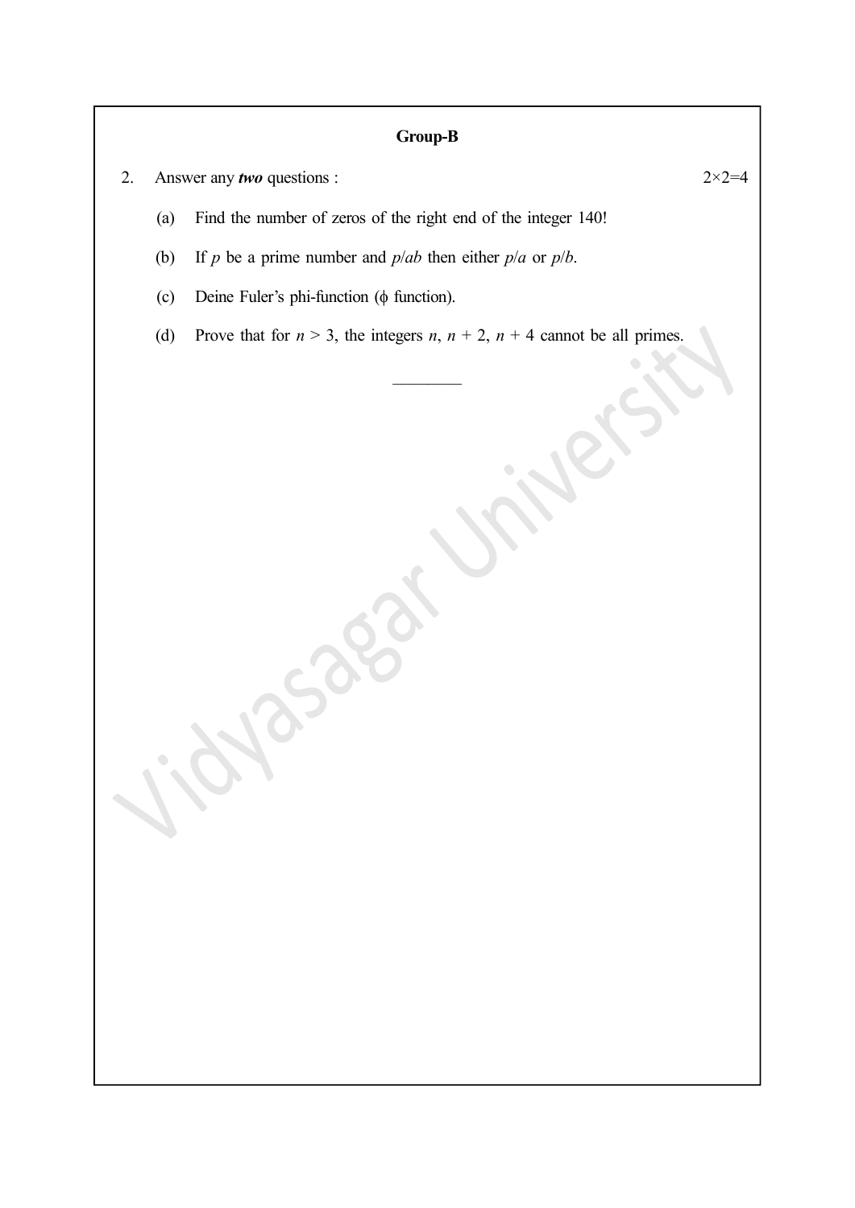## Group-B

2. Answer any ***two*** questions : $2 \times 2 = 4$

(a) Find the number of zeros of the right end of the integer 140!

(b) If $p$ be a prime number and $p/ab$ then either $p/a$ or $p/b$.

(c) Deine Fuler's phi-function ($\phi$ function).

(d) Prove that for $n > 3$, the integers $n$, $n + 2$, $n + 4$ cannot be all primes.

————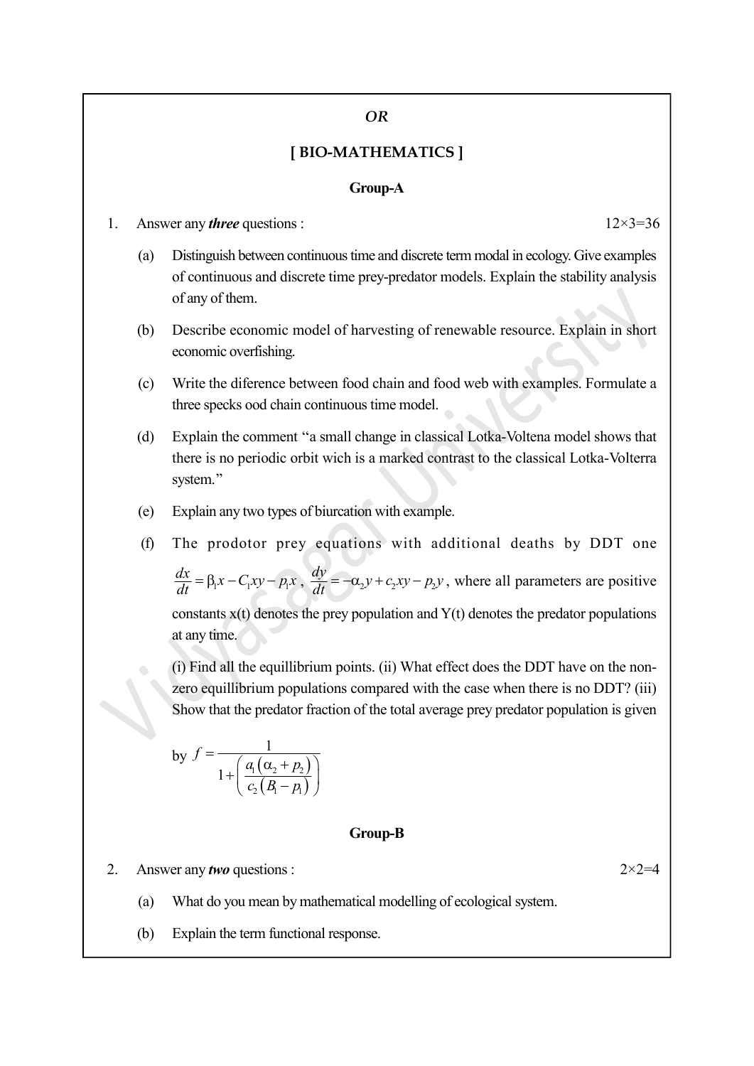*OR*

**[ BIO-MATHEMATICS ]**

**Group-A**

1. Answer any ***three*** questions : 12×3=36

   (a) Distinguish between continuous time and discrete term modal in ecology. Give examples of continuous and discrete time prey-predator models. Explain the stability analysis of any of them.

   (b) Describe economic model of harvesting of renewable resource. Explain in short economic overfishing.

   (c) Write the diference between food chain and food web with examples. Formulate a three specks ood chain continuous time model.

   (d) Explain the comment "a small change in classical Lotka-Voltena model shows that there is no periodic orbit wich is a marked contrast to the classical Lotka-Volterra system."

   (e) Explain any two types of biurcation with example.

   (f) The prodotor prey equations with additional deaths by DDT one $\frac{dx}{dt} = \beta_1 x - C_1 xy - p_1 x$, $\frac{dy}{dt} = -\alpha_2 y + c_2 xy - p_2 y$, where all parameters are positive constants x(t) denotes the prey population and Y(t) denotes the predator populations at any time.

   (i) Find all the equillibrium points. (ii) What effect does the DDT have on the non-zero equillibrium populations compared with the case when there is no DDT? (iii) Show that the predator fraction of the total average prey predator population is given

   by $f = \dfrac{1}{1 + \left( \dfrac{a_1(\alpha_2 + p_2)}{c_2(B_1 - p_1)} \right)}$

**Group-B**

2. Answer any ***two*** questions : 2×2=4

   (a) What do you mean by mathematical modelling of ecological system.

   (b) Explain the term functional response.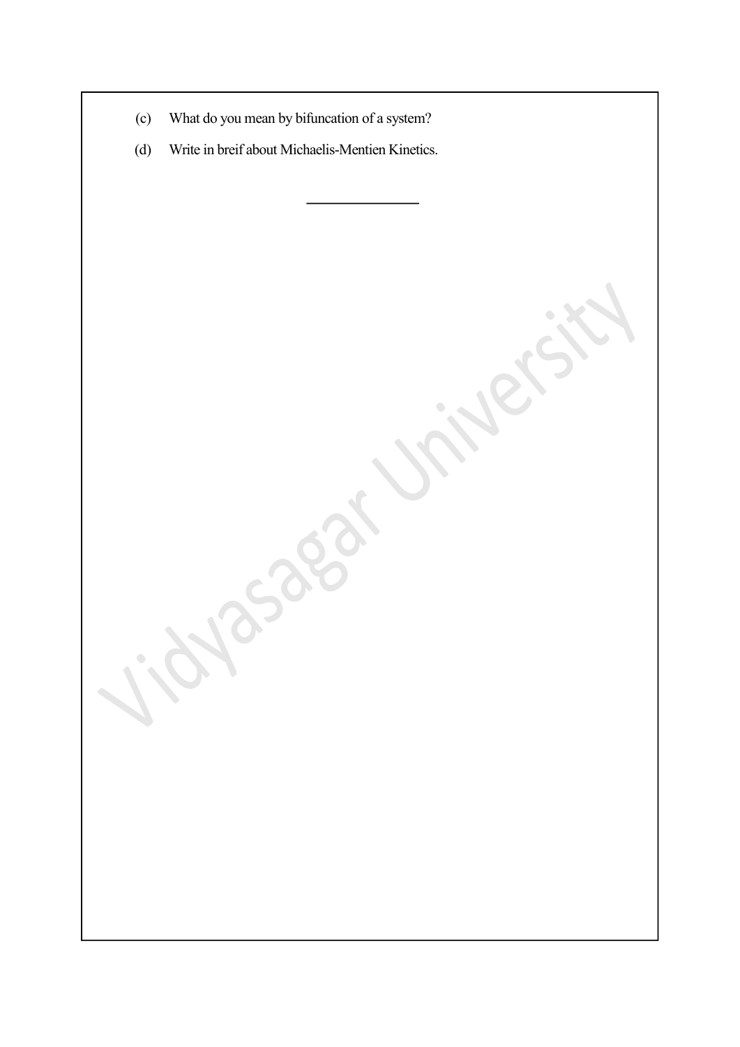(c) What do you mean by bifuncation of a system?

(d) Write in breif about Michaelis-Mentien Kinetics.

---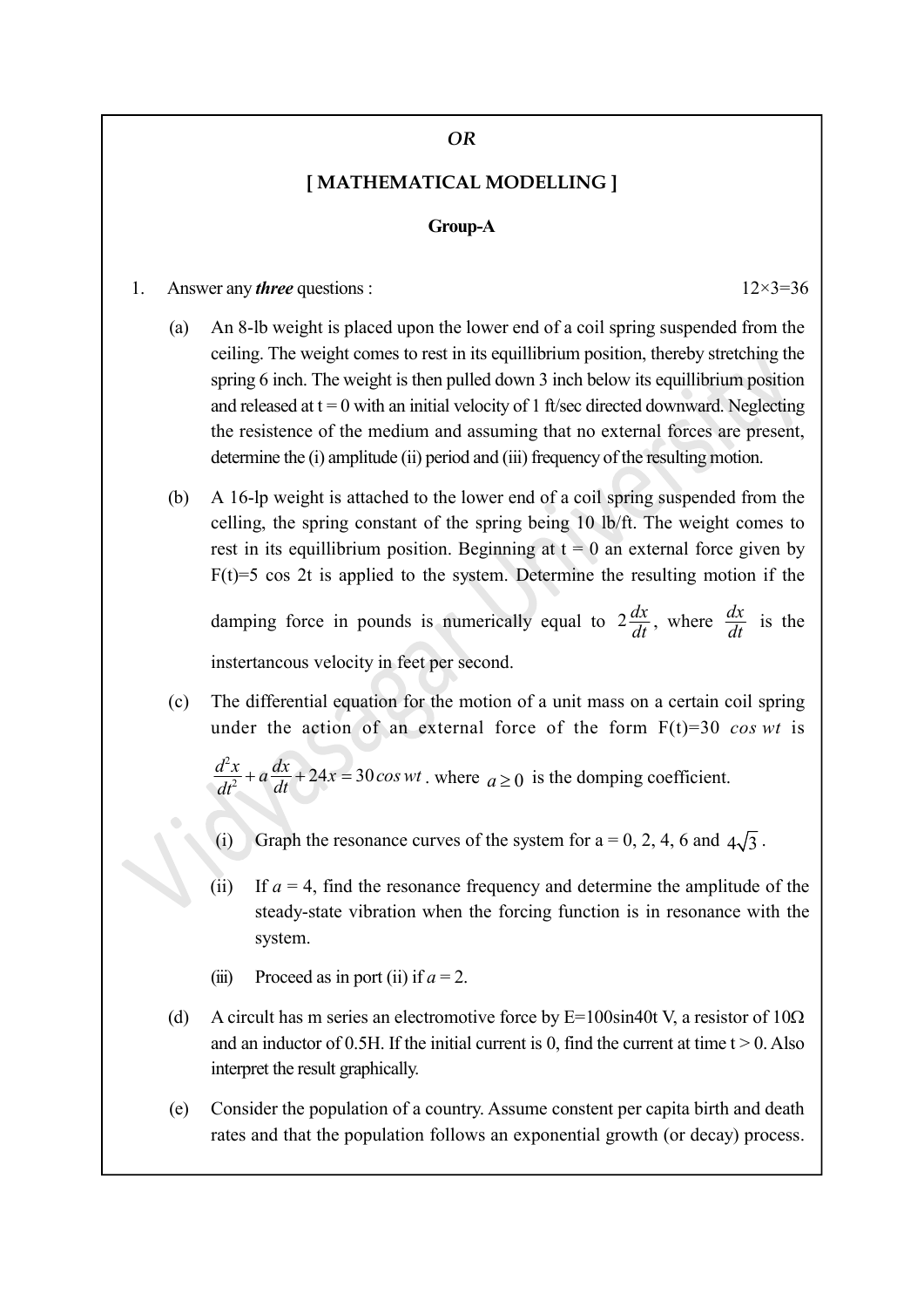*OR*

## [ MATHEMATICAL MODELLING ]

### Group-A

1. Answer any ***three*** questions : 12×3=36

(a) An 8-lb weight is placed upon the lower end of a coil spring suspended from the ceiling. The weight comes to rest in its equillibrium position, thereby stretching the spring 6 inch. The weight is then pulled down 3 inch below its equillibrium position and released at $t = 0$ with an initial velocity of 1 ft/sec directed downward. Neglecting the resistence of the medium and assuming that no external forces are present, determine the (i) amplitude (ii) period and (iii) frequency of the resulting motion.

(b) A 16-lp weight is attached to the lower end of a coil spring suspended from the celling, the spring constant of the spring being 10 lb/ft. The weight comes to rest in its equillibrium position. Beginning at $t = 0$ an external force given by $F(t)=5 \cos 2t$ is applied to the system. Determine the resulting motion if the damping force in pounds is numerically equal to $2\frac{dx}{dt}$, where $\frac{dx}{dt}$ is the instertancous velocity in feet per second.

(c) The differential equation for the motion of a unit mass on a certain coil spring under the action of an external force of the form $F(t)=30 \cos wt$ is $\frac{d^2x}{dt^2}+a\frac{dx}{dt}+24x=30\cos wt$. where $a \geq 0$ is the domping coefficient.

   (i) Graph the resonance curves of the system for $a = 0, 2, 4, 6$ and $4\sqrt{3}$.

   (ii) If $a = 4$, find the resonance frequency and determine the amplitude of the steady-state vibration when the forcing function is in resonance with the system.

   (iii) Proceed as in port (ii) if $a = 2$.

(d) A circult has m series an electromotive force by $E=100\sin 40t$ V, a resistor of $10\Omega$ and an inductor of 0.5H. If the initial current is 0, find the current at time $t > 0$. Also interpret the result graphically.

(e) Consider the population of a country. Assume constent per capita birth and death rates and that the population follows an exponential growth (or decay) process.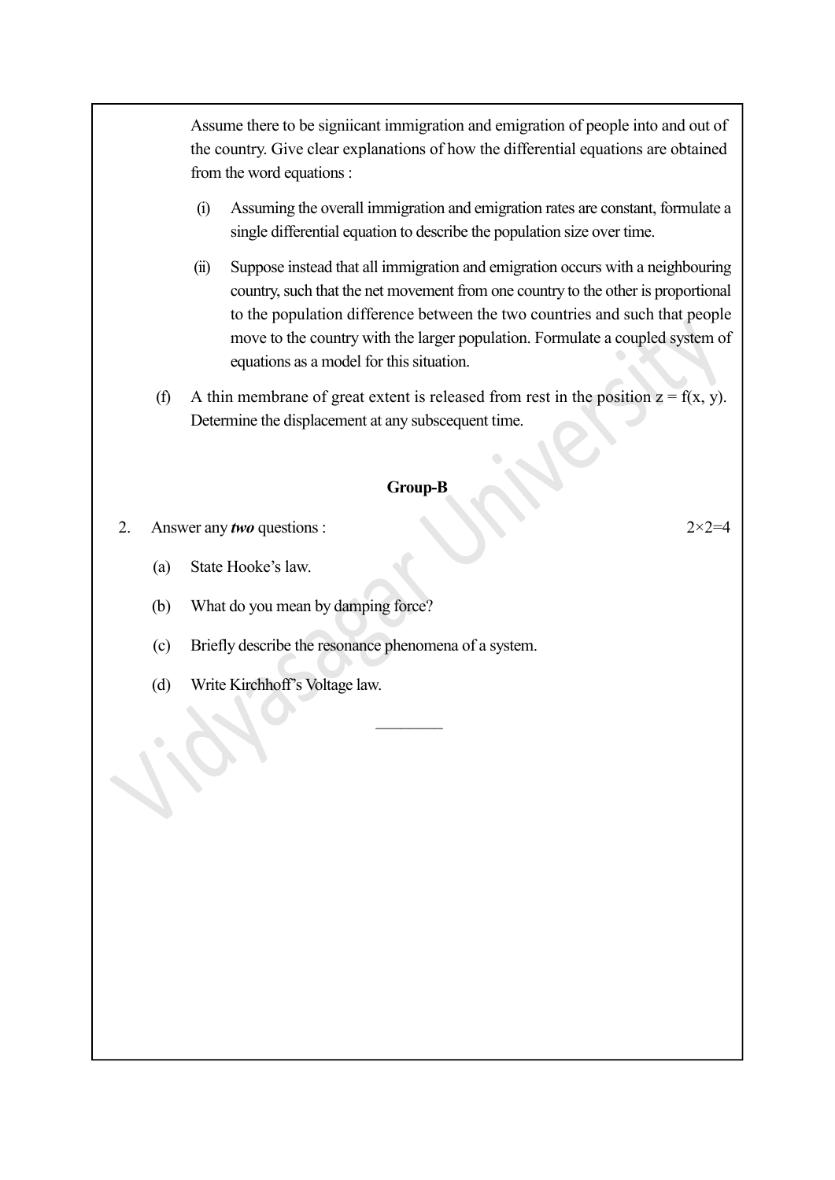Assume there to be signiicant immigration and emigration of people into and out of the country. Give clear explanations of how the differential equations are obtained from the word equations :

(i) Assuming the overall immigration and emigration rates are constant, formulate a single differential equation to describe the population size over time.

(ii) Suppose instead that all immigration and emigration occurs with a neighbouring country, such that the net movement from one country to the other is proportional to the population difference between the two countries and such that people move to the country with the larger population. Formulate a coupled system of equations as a model for this situation.

(f) A thin membrane of great extent is released from rest in the position $z = f(x, y)$. Determine the displacement at any subscequent time.

## Group-B

2. Answer any ***two*** questions : $2\times2=4$

(a) State Hooke's law.

(b) What do you mean by damping force?

(c) Briefly describe the resonance phenomena of a system.

(d) Write Kirchhoff's Voltage law.

————